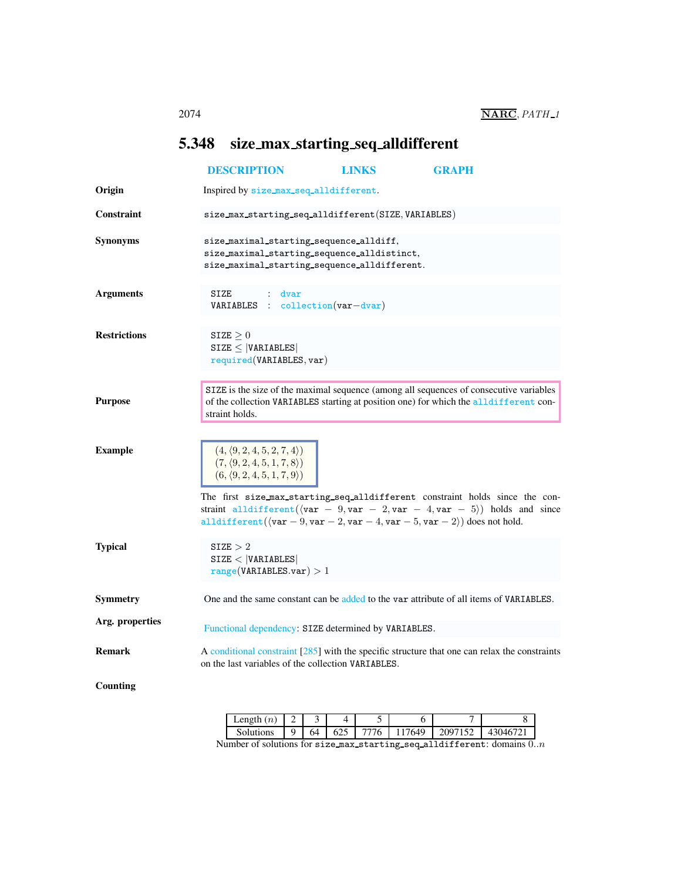# 5.348 size_max_starting_seq_alldifferent

DESCRIPTION LINKS GRAPH

**Origin**

Inspired by size_max_seq_alldifferent.

**Constraint**

size_max_starting_seq_alldifferent(SIZE, VARIABLES)

**Synonyms**

size_maximal_starting_sequence_alldiff,
size_maximal_starting_sequence_alldistinct,
size_maximal_starting_sequence_alldifferent.

**Arguments**

```
SIZE      : dvar
VARIABLES : collection(var-dvar)
```

**Restrictions**

$\texttt{SIZE} \geq 0$
$\texttt{SIZE} \leq |\texttt{VARIABLES}|$
required(VARIABLES, var)

**Purpose**

SIZE is the size of the maximal sequence (among all sequences of consecutive variables of the collection VARIABLES starting at position one) for which the alldifferent constraint holds.

**Example**

$(4, \langle 9, 2, 4, 5, 2, 7, 4\rangle)$
$(7, \langle 9, 2, 4, 5, 1, 7, 8\rangle)$
$(6, \langle 9, 2, 4, 5, 1, 7, 9\rangle)$

The first size_max_starting_seq_alldifferent constraint holds since the constraint alldifferent($\langle \texttt{var} - 9, \texttt{var} - 2, \texttt{var} - 4, \texttt{var} - 5\rangle$) holds and since alldifferent($\langle \texttt{var} - 9, \texttt{var} - 2, \texttt{var} - 4, \texttt{var} - 5, \texttt{var} - 2\rangle$) does not hold.

**Typical**

$\texttt{SIZE} > 2$
$\texttt{SIZE} < |\texttt{VARIABLES}|$
range(VARIABLES.var) $> 1$

**Symmetry**

One and the same constant can be added to the var attribute of all items of VARIABLES.

**Arg. properties**

Functional dependency: SIZE determined by VARIABLES.

**Remark**

A conditional constraint [285] with the specific structure that one can relax the constraints on the last variables of the collection VARIABLES.

**Counting**

| Length ($n$) | 2 | 3 | 4 | 5 | 6 | 7 | 8 |
|---|---|---|---|---|---|---|---|
| Solutions | 9 | 64 | 625 | 7776 | 117649 | 2097152 | 43046721 |

Number of solutions for size_max_starting_seq_alldifferent: domains $0..n$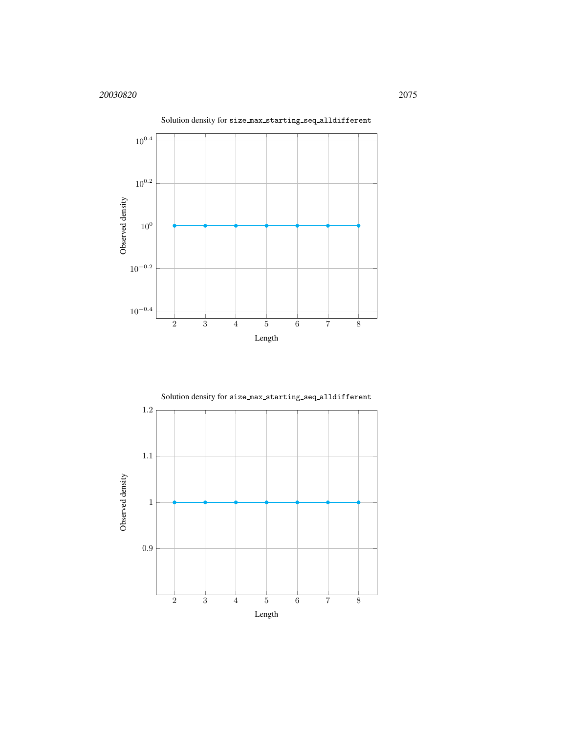Solution density for `size_max_starting_seq_alldifferent`

| Length | 2 | 3 | 4 | 5 | 6 | 7 | 8 |
|---|---|---|---|---|---|---|---|
| Observed density | 1 | 1 | 1 | 1 | 1 | 1 | 1 |

Solution density for `size_max_starting_seq_alldifferent`

| Length | 2 | 3 | 4 | 5 | 6 | 7 | 8 |
|---|---|---|---|---|---|---|---|
| Observed density | 1 | 1 | 1 | 1 | 1 | 1 | 1 |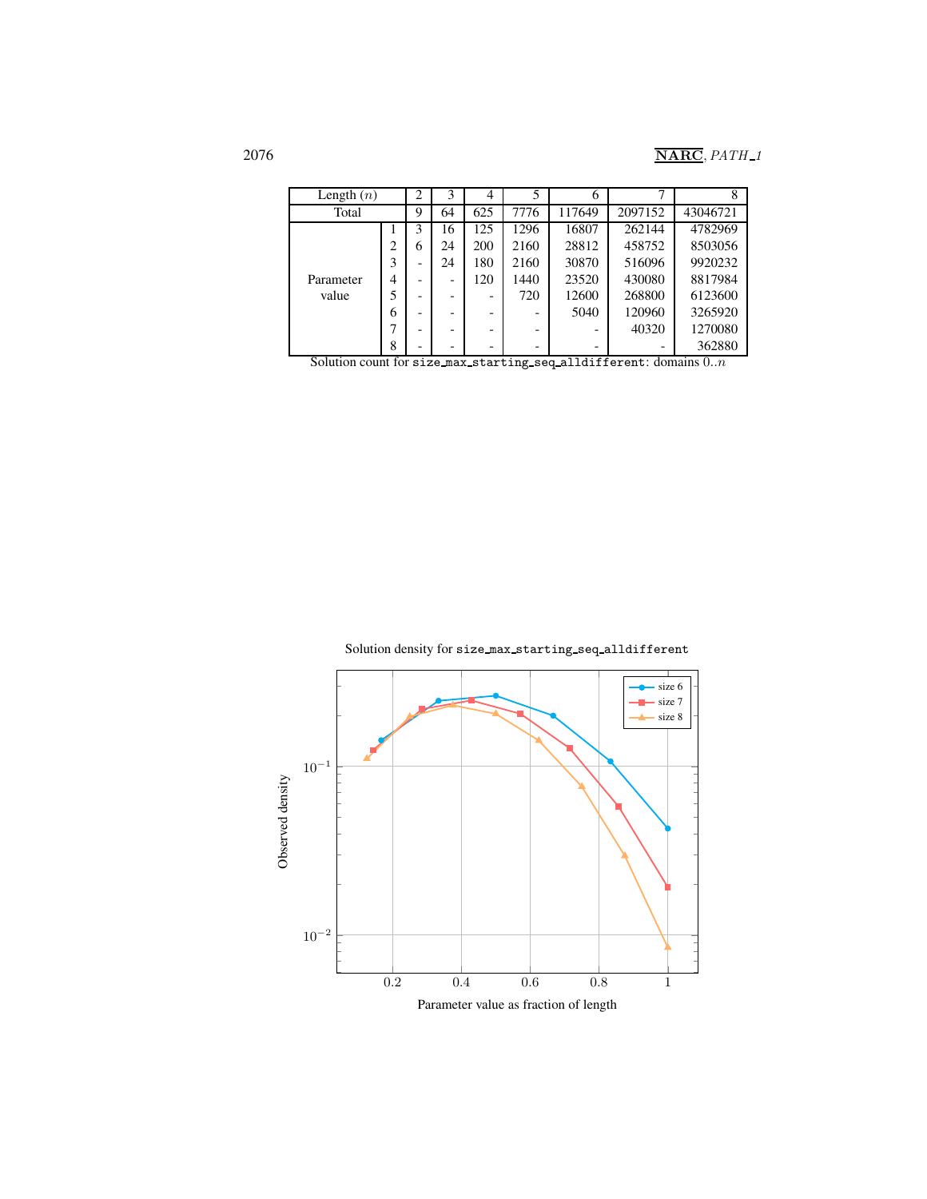| Length ($n$) | | 2 | 3 | 4 | 5 | 6 | 7 | 8 |
|---|---|---|---|---|---|---|---|---|
| Total | | 9 | 64 | 625 | 7776 | 117649 | 2097152 | 43046721 |
| Parameter value | 1 | 3 | 16 | 125 | 1296 | 16807 | 262144 | 4782969 |
| | 2 | 6 | 24 | 200 | 2160 | 28812 | 458752 | 8503056 |
| | 3 | - | 24 | 180 | 2160 | 30870 | 516096 | 9920232 |
| | 4 | - | - | 120 | 1440 | 23520 | 430080 | 8817984 |
| | 5 | - | - | - | 720 | 12600 | 268800 | 6123600 |
| | 6 | - | - | - | - | 5040 | 120960 | 3265920 |
| | 7 | - | - | - | - | - | 40320 | 1270080 |
| | 8 | - | - | - | - | - | - | 362880 |

Solution count for `size_max_starting_seq_alldifferent`: domains $0..n$

Solution density for `size_max_starting_seq_alldifferent`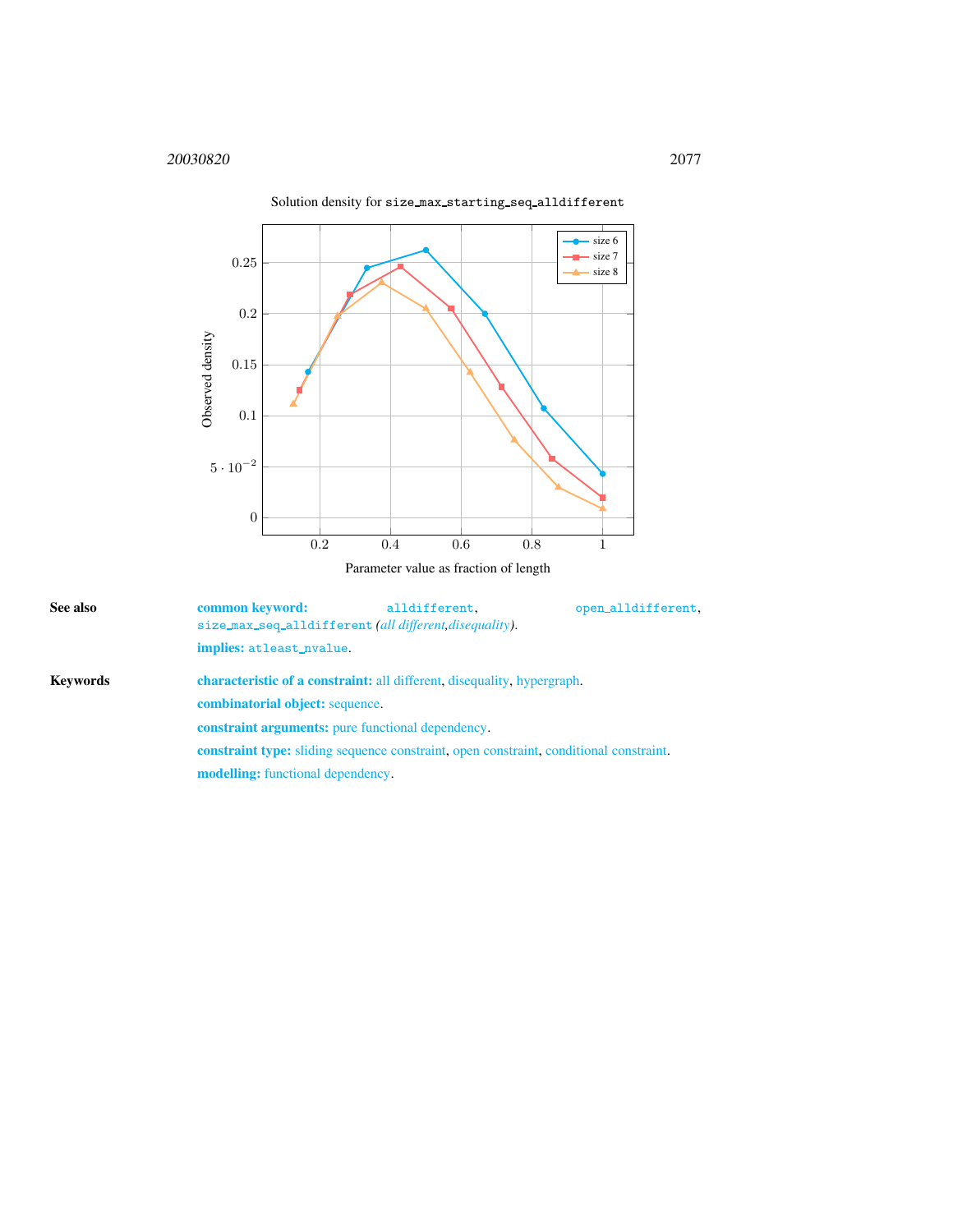Solution density for `size_max_starting_seq_alldifferent`

**See also**

**common keyword:** `alldifferent`, `open_alldifferent`, `size_max_seq_alldifferent` *(all different,disequality)*.

**implies:** `atleast_nvalue`.

**Keywords**

**characteristic of a constraint:** all different, disequality, hypergraph.

**combinatorial object:** sequence.

**constraint arguments:** pure functional dependency.

**constraint type:** sliding sequence constraint, open constraint, conditional constraint.

**modelling:** functional dependency.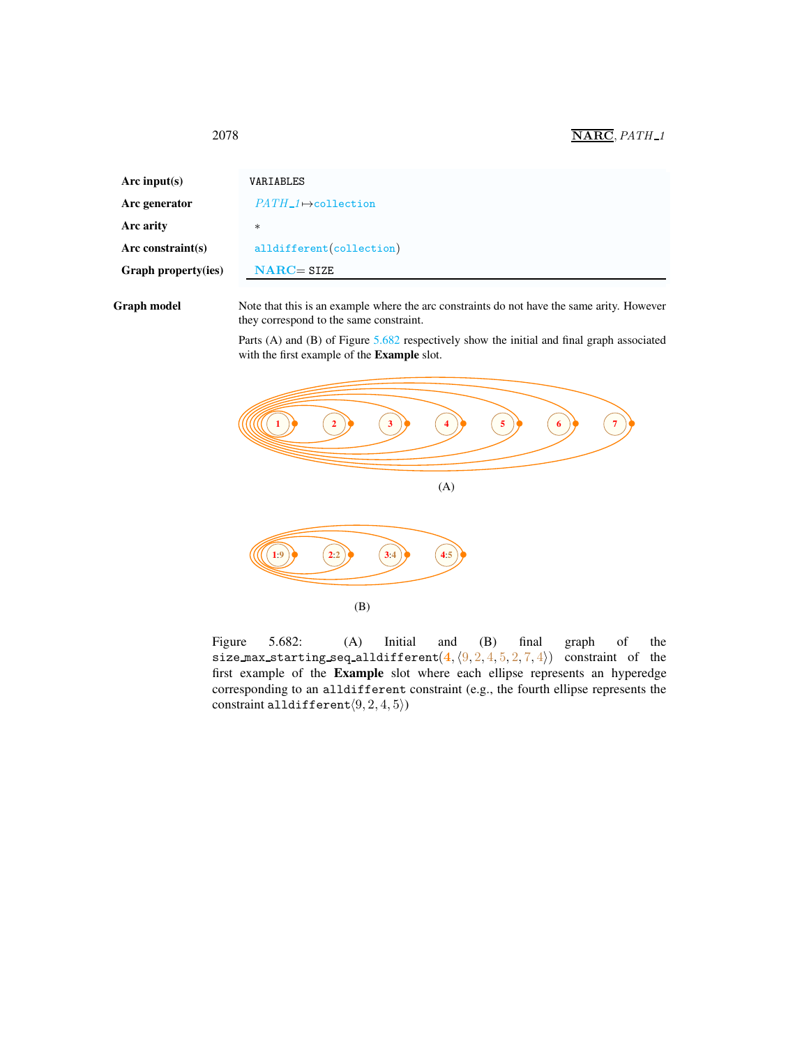| | |
|---|---|
| **Arc input(s)** | VARIABLES |
| **Arc generator** | *PATH_1* ↦ collection |
| **Arc arity** | * |
| **Arc constraint(s)** | alldifferent(collection) |
| **Graph property(ies)** | **NARC** = SIZE |

**Graph model**

Note that this is an example where the arc constraints do not have the same arity. However they correspond to the same constraint.

Parts (A) and (B) of Figure 5.682 respectively show the initial and final graph associated with the first example of the **Example** slot.

(A)

(B)

Figure 5.682: (A) Initial and (B) final graph of the size_max_starting_seq_alldifferent$(4, \langle 9, 2, 4, 5, 2, 7, 4\rangle)$ constraint of the first example of the **Example** slot where each ellipse represents an hyperedge corresponding to an alldifferent constraint (e.g., the fourth ellipse represents the constraint alldifferent$\langle 9, 2, 4, 5\rangle$)